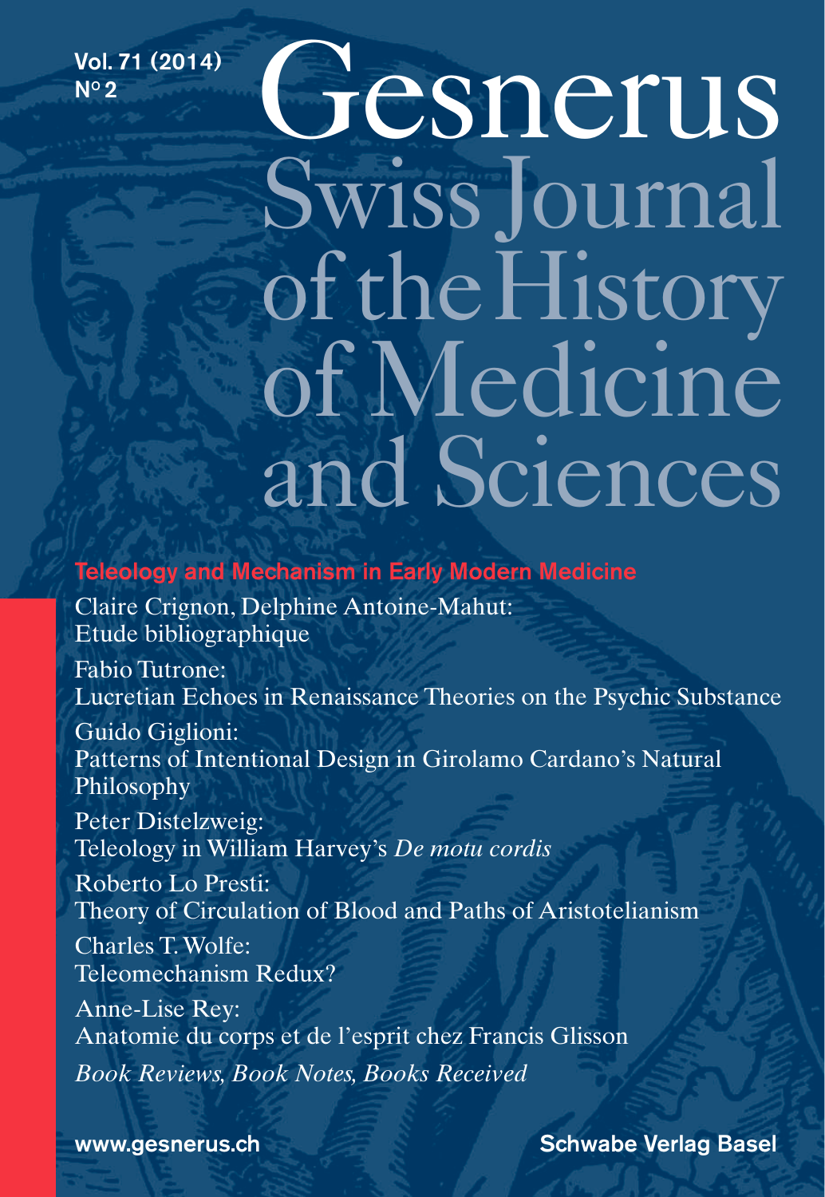Vol. 71 (2014)
N° 2

# Gesnerus
## Swiss Journal of the History of Medicine and Sciences

**Teleology and Mechanism in Early Modern Medicine**

Claire Crignon, Delphine Antoine-Mahut:
Etude bibliographique

Fabio Tutrone:
Lucretian Echoes in Renaissance Theories on the Psychic Substance

Guido Giglioni:
Patterns of Intentional Design in Girolamo Cardano's Natural Philosophy

Peter Distelzweig:
Teleology in William Harvey's *De motu cordis*

Roberto Lo Presti:
Theory of Circulation of Blood and Paths of Aristotelianism

Charles T. Wolfe:
Teleomechanism Redux?

Anne-Lise Rey:
Anatomie du corps et de l'esprit chez Francis Glisson

*Book Reviews, Book Notes, Books Received*

www.gesnerus.ch

Schwabe Verlag Basel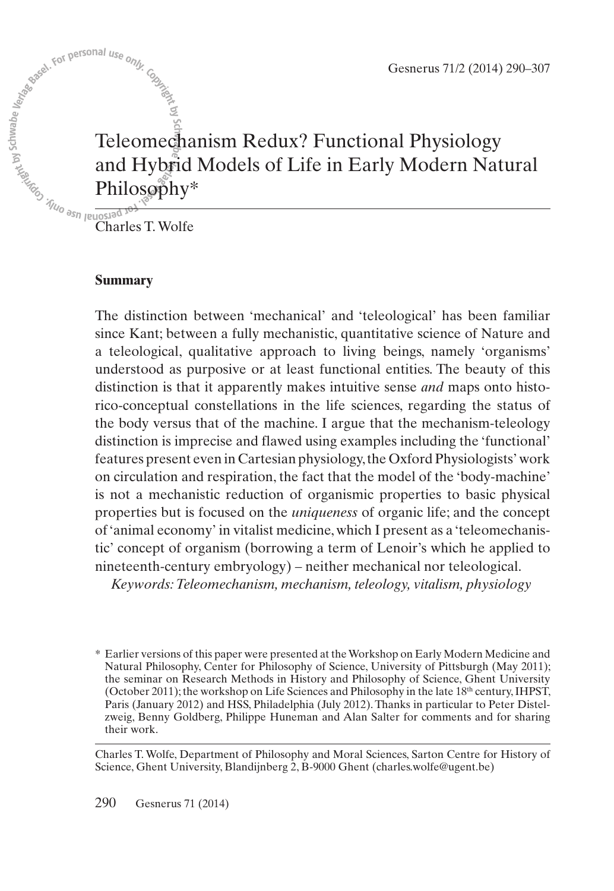# Teleomechanism Redux? Functional Physiology and Hybrid Models of Life in Early Modern Natural Philosophy*

Charles T. Wolfe

### Summary

The distinction between 'mechanical' and 'teleological' has been familiar since Kant; between a fully mechanistic, quantitative science of Nature and a teleological, qualitative approach to living beings, namely 'organisms' understood as purposive or at least functional entities. The beauty of this distinction is that it apparently makes intuitive sense *and* maps onto historico-conceptual constellations in the life sciences, regarding the status of the body versus that of the machine. I argue that the mechanism-teleology distinction is imprecise and flawed using examples including the 'functional' features present even in Cartesian physiology, the Oxford Physiologists' work on circulation and respiration, the fact that the model of the 'body-machine' is not a mechanistic reduction of organismic properties to basic physical properties but is focused on the *uniqueness* of organic life; and the concept of 'animal economy' in vitalist medicine, which I present as a 'teleomechanistic' concept of organism (borrowing a term of Lenoir's which he applied to nineteenth-century embryology) – neither mechanical nor teleological.

*Keywords: Teleomechanism, mechanism, teleology, vitalism, physiology*

\* Earlier versions of this paper were presented at the Workshop on Early Modern Medicine and Natural Philosophy, Center for Philosophy of Science, University of Pittsburgh (May 2011); the seminar on Research Methods in History and Philosophy of Science, Ghent University (October 2011); the workshop on Life Sciences and Philosophy in the late 18th century, IHPST, Paris (January 2012) and HSS, Philadelphia (July 2012). Thanks in particular to Peter Distelzweig, Benny Goldberg, Philippe Huneman and Alan Salter for comments and for sharing their work.

Charles T. Wolfe, Department of Philosophy and Moral Sciences, Sarton Centre for History of Science, Ghent University, Blandijnberg 2, B-9000 Ghent (charles.wolfe@ugent.be)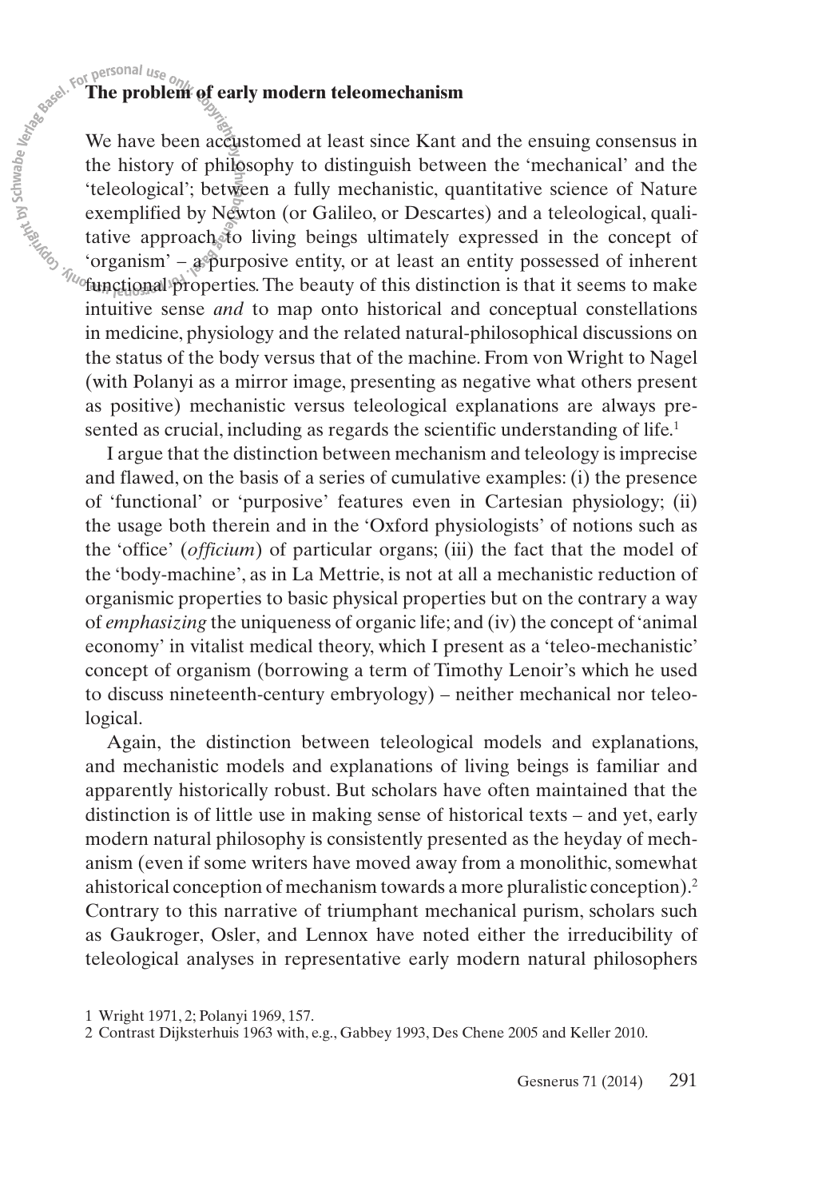## The problem of early modern teleomechanism

We have been accustomed at least since Kant and the ensuing consensus in the history of philosophy to distinguish between the 'mechanical' and the 'teleological'; between a fully mechanistic, quantitative science of Nature exemplified by Newton (or Galileo, or Descartes) and a teleological, qualitative approach to living beings ultimately expressed in the concept of 'organism' – a purposive entity, or at least an entity possessed of inherent functional properties. The beauty of this distinction is that it seems to make intuitive sense *and* to map onto historical and conceptual constellations in medicine, physiology and the related natural-philosophical discussions on the status of the body versus that of the machine. From von Wright to Nagel (with Polanyi as a mirror image, presenting as negative what others present as positive) mechanistic versus teleological explanations are always presented as crucial, including as regards the scientific understanding of life.[1]

I argue that the distinction between mechanism and teleology is imprecise and flawed, on the basis of a series of cumulative examples: (i) the presence of 'functional' or 'purposive' features even in Cartesian physiology; (ii) the usage both therein and in the 'Oxford physiologists' of notions such as the 'office' (*officium*) of particular organs; (iii) the fact that the model of the 'body-machine', as in La Mettrie, is not at all a mechanistic reduction of organismic properties to basic physical properties but on the contrary a way of *emphasizing* the uniqueness of organic life; and (iv) the concept of 'animal economy' in vitalist medical theory, which I present as a 'teleo-mechanistic' concept of organism (borrowing a term of Timothy Lenoir's which he used to discuss nineteenth-century embryology) – neither mechanical nor teleological.

Again, the distinction between teleological models and explanations, and mechanistic models and explanations of living beings is familiar and apparently historically robust. But scholars have often maintained that the distinction is of little use in making sense of historical texts – and yet, early modern natural philosophy is consistently presented as the heyday of mechanism (even if some writers have moved away from a monolithic, somewhat ahistorical conception of mechanism towards a more pluralistic conception).[2] Contrary to this narrative of triumphant mechanical purism, scholars such as Gaukroger, Osler, and Lennox have noted either the irreducibility of teleological analyses in representative early modern natural philosophers

1 Wright 1971, 2; Polanyi 1969, 157.

2 Contrast Dijksterhuis 1963 with, e.g., Gabbey 1993, Des Chene 2005 and Keller 2010.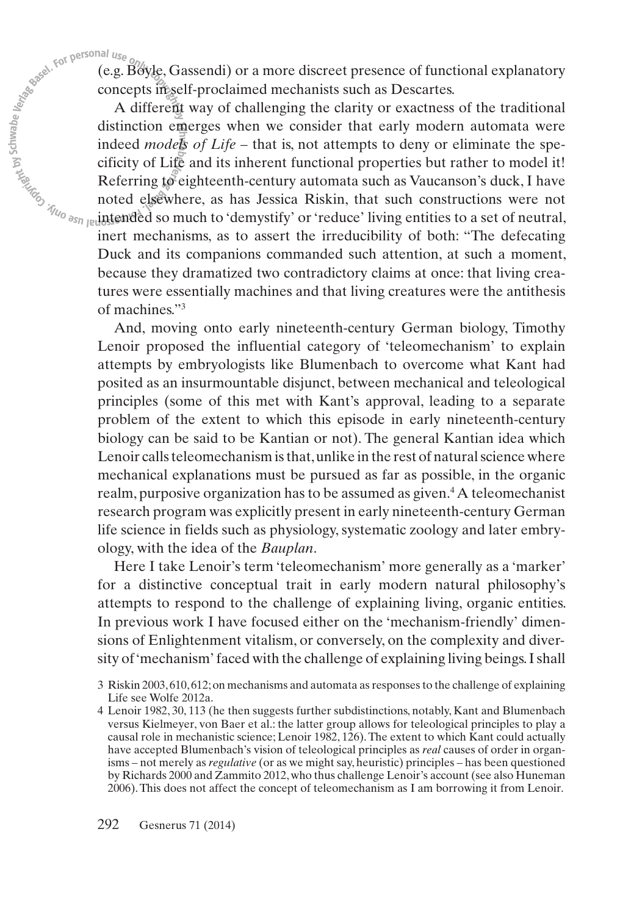(e.g. Boyle, Gassendi) or a more discreet presence of functional explanatory concepts in self-proclaimed mechanists such as Descartes.

A different way of challenging the clarity or exactness of the traditional distinction emerges when we consider that early modern automata were indeed *models of Life* – that is, not attempts to deny or eliminate the specificity of Life and its inherent functional properties but rather to model it! Referring to eighteenth-century automata such as Vaucanson's duck, I have noted elsewhere, as has Jessica Riskin, that such constructions were not intended so much to 'demystify' or 'reduce' living entities to a set of neutral, inert mechanisms, as to assert the irreducibility of both: "The defecating Duck and its companions commanded such attention, at such a moment, because they dramatized two contradictory claims at once: that living creatures were essentially machines and that living creatures were the antithesis of machines."[3]

And, moving onto early nineteenth-century German biology, Timothy Lenoir proposed the influential category of 'teleomechanism' to explain attempts by embryologists like Blumenbach to overcome what Kant had posited as an insurmountable disjunct, between mechanical and teleological principles (some of this met with Kant's approval, leading to a separate problem of the extent to which this episode in early nineteenth-century biology can be said to be Kantian or not). The general Kantian idea which Lenoir calls teleomechanism is that, unlike in the rest of natural science where mechanical explanations must be pursued as far as possible, in the organic realm, purposive organization has to be assumed as given.[4] A teleomechanist research program was explicitly present in early nineteenth-century German life science in fields such as physiology, systematic zoology and later embryology, with the idea of the *Bauplan*.

Here I take Lenoir's term 'teleomechanism' more generally as a 'marker' for a distinctive conceptual trait in early modern natural philosophy's attempts to respond to the challenge of explaining living, organic entities. In previous work I have focused either on the 'mechanism-friendly' dimensions of Enlightenment vitalism, or conversely, on the complexity and diversity of 'mechanism' faced with the challenge of explaining living beings. I shall

3 Riskin 2003, 610, 612; on mechanisms and automata as responses to the challenge of explaining Life see Wolfe 2012a.

4 Lenoir 1982, 30, 113 (he then suggests further subdistinctions, notably, Kant and Blumenbach versus Kielmeyer, von Baer et al.: the latter group allows for teleological principles to play a causal role in mechanistic science; Lenoir 1982, 126). The extent to which Kant could actually have accepted Blumenbach's vision of teleological principles as *real* causes of order in organisms – not merely as *regulative* (or as we might say, heuristic) principles – has been questioned by Richards 2000 and Zammito 2012, who thus challenge Lenoir's account (see also Huneman 2006). This does not affect the concept of teleomechanism as I am borrowing it from Lenoir.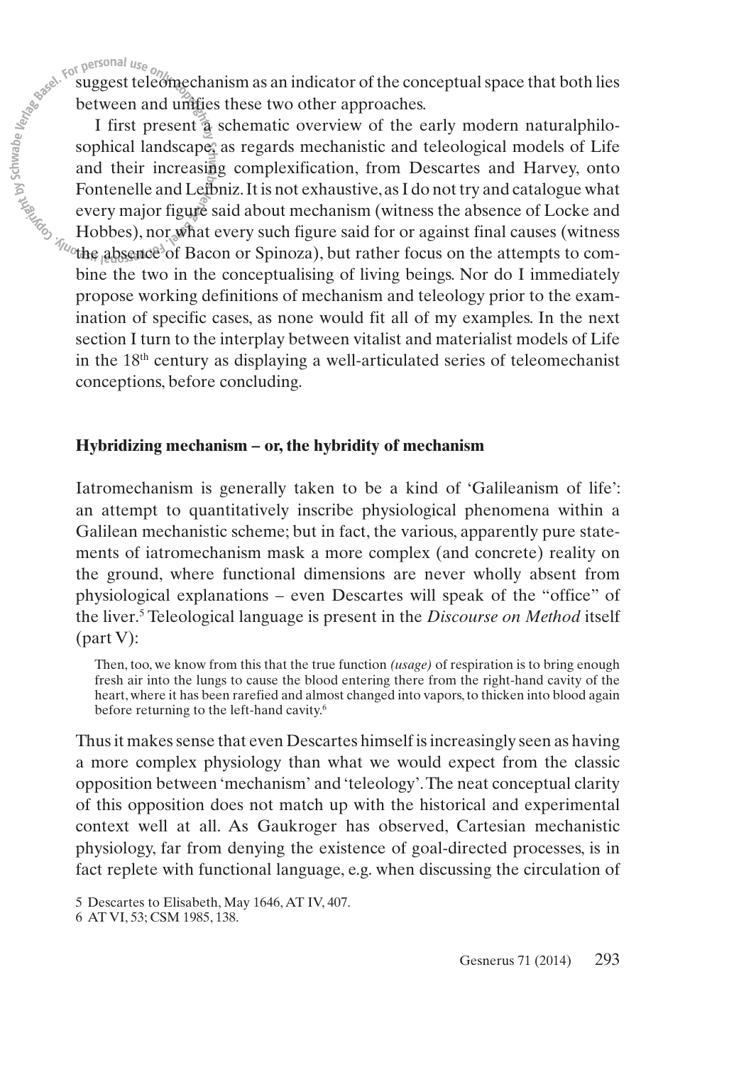suggest teleomechanism as an indicator of the conceptual space that both lies between and unifies these two other approaches.

I first present a schematic overview of the early modern naturalphilosophical landscape, as regards mechanistic and teleological models of Life and their increasing complexification, from Descartes and Harvey, onto Fontenelle and Leibniz. It is not exhaustive, as I do not try and catalogue what every major figure said about mechanism (witness the absence of Locke and Hobbes), nor what every such figure said for or against final causes (witness the absence of Bacon or Spinoza), but rather focus on the attempts to combine the two in the conceptualising of living beings. Nor do I immediately propose working definitions of mechanism and teleology prior to the examination of specific cases, as none would fit all of my examples. In the next section I turn to the interplay between vitalist and materialist models of Life in the 18th century as displaying a well-articulated series of teleomechanist conceptions, before concluding.

## Hybridizing mechanism – or, the hybridity of mechanism

Iatromechanism is generally taken to be a kind of 'Galileanism of life': an attempt to quantitatively inscribe physiological phenomena within a Galilean mechanistic scheme; but in fact, the various, apparently pure statements of iatromechanism mask a more complex (and concrete) reality on the ground, where functional dimensions are never wholly absent from physiological explanations – even Descartes will speak of the "office" of the liver.[5] Teleological language is present in the *Discourse on Method* itself (part V):

> Then, too, we know from this that the true function *(usage)* of respiration is to bring enough fresh air into the lungs to cause the blood entering there from the right-hand cavity of the heart, where it has been rarefied and almost changed into vapors, to thicken into blood again before returning to the left-hand cavity.[6]

Thus it makes sense that even Descartes himself is increasingly seen as having a more complex physiology than what we would expect from the classic opposition between 'mechanism' and 'teleology'. The neat conceptual clarity of this opposition does not match up with the historical and experimental context well at all. As Gaukroger has observed, Cartesian mechanistic physiology, far from denying the existence of goal-directed processes, is in fact replete with functional language, e.g. when discussing the circulation of

5 Descartes to Elisabeth, May 1646, AT IV, 407.

6 AT VI, 53; CSM 1985, 138.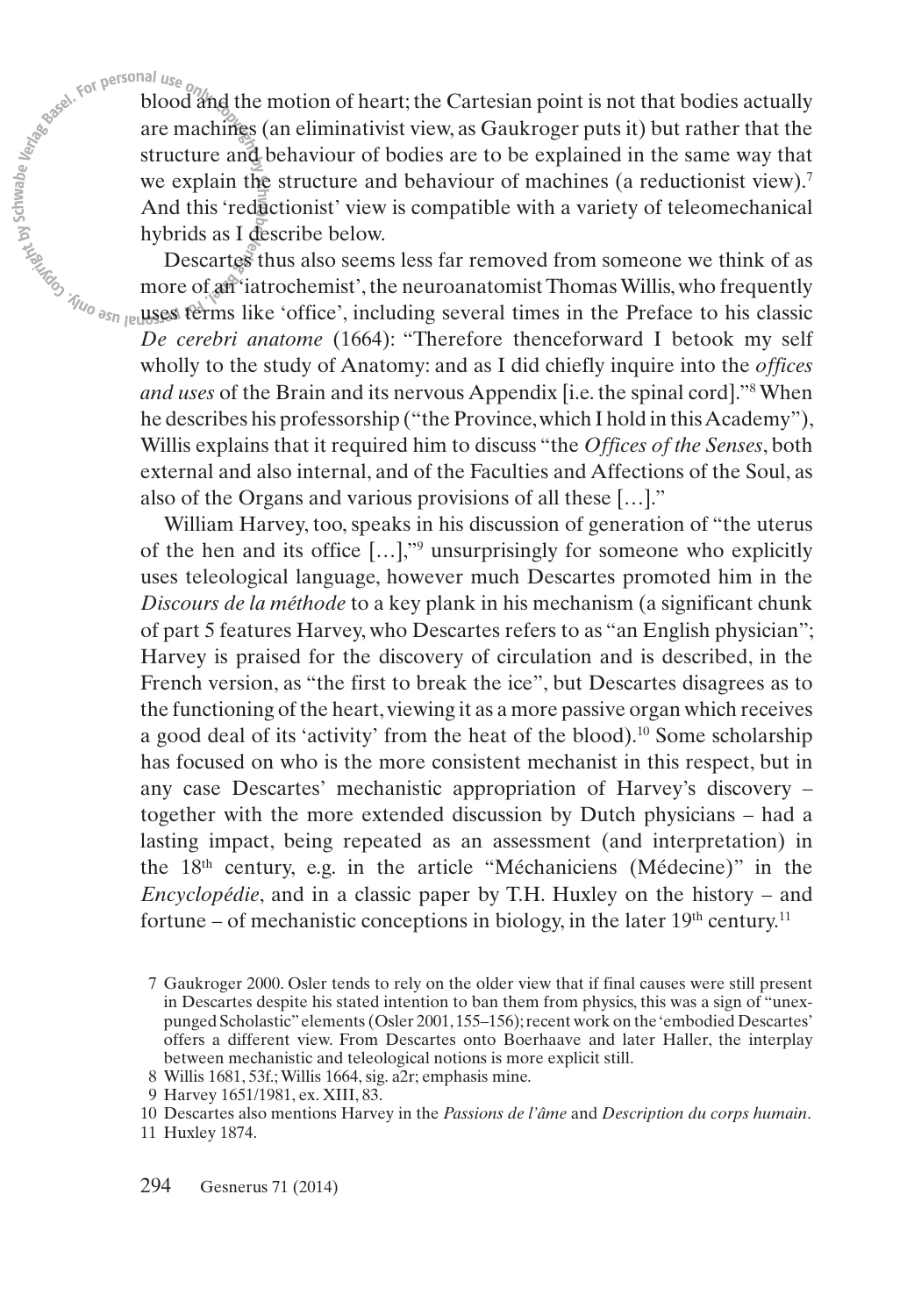blood and the motion of heart; the Cartesian point is not that bodies actually are machines (an eliminativist view, as Gaukroger puts it) but rather that the structure and behaviour of bodies are to be explained in the same way that we explain the structure and behaviour of machines (a reductionist view).[7] And this 'reductionist' view is compatible with a variety of teleomechanical hybrids as I describe below.

Descartes thus also seems less far removed from someone we think of as more of an 'iatrochemist', the neuroanatomist Thomas Willis, who frequently uses terms like 'office', including several times in the Preface to his classic *De cerebri anatome* (1664): "Therefore thenceforward I betook my self wholly to the study of Anatomy: and as I did chiefly inquire into the *offices and uses* of the Brain and its nervous Appendix [i.e. the spinal cord]."[8] When he describes his professorship ("the Province, which I hold in this Academy"), Willis explains that it required him to discuss "the *Offices of the Senses*, both external and also internal, and of the Faculties and Affections of the Soul, as also of the Organs and various provisions of all these […]."

William Harvey, too, speaks in his discussion of generation of "the uterus of the hen and its office […],"[9] unsurprisingly for someone who explicitly uses teleological language, however much Descartes promoted him in the *Discours de la méthode* to a key plank in his mechanism (a significant chunk of part 5 features Harvey, who Descartes refers to as "an English physician"; Harvey is praised for the discovery of circulation and is described, in the French version, as "the first to break the ice", but Descartes disagrees as to the functioning of the heart, viewing it as a more passive organ which receives a good deal of its 'activity' from the heat of the blood).[10] Some scholarship has focused on who is the more consistent mechanist in this respect, but in any case Descartes' mechanistic appropriation of Harvey's discovery – together with the more extended discussion by Dutch physicians – had a lasting impact, being repeated as an assessment (and interpretation) in the 18th century, e.g. in the article "Méchaniciens (Médecine)" in the *Encyclopédie*, and in a classic paper by T.H. Huxley on the history – and fortune – of mechanistic conceptions in biology, in the later 19th century.[11]

7 Gaukroger 2000. Osler tends to rely on the older view that if final causes were still present in Descartes despite his stated intention to ban them from physics, this was a sign of "unexpunged Scholastic" elements (Osler 2001, 155–156); recent work on the 'embodied Descartes' offers a different view. From Descartes onto Boerhaave and later Haller, the interplay between mechanistic and teleological notions is more explicit still.

8 Willis 1681, 53f.; Willis 1664, sig. a2r; emphasis mine.

9 Harvey 1651/1981, ex. XIII, 83.

10 Descartes also mentions Harvey in the *Passions de l'âme* and *Description du corps humain*.

11 Huxley 1874.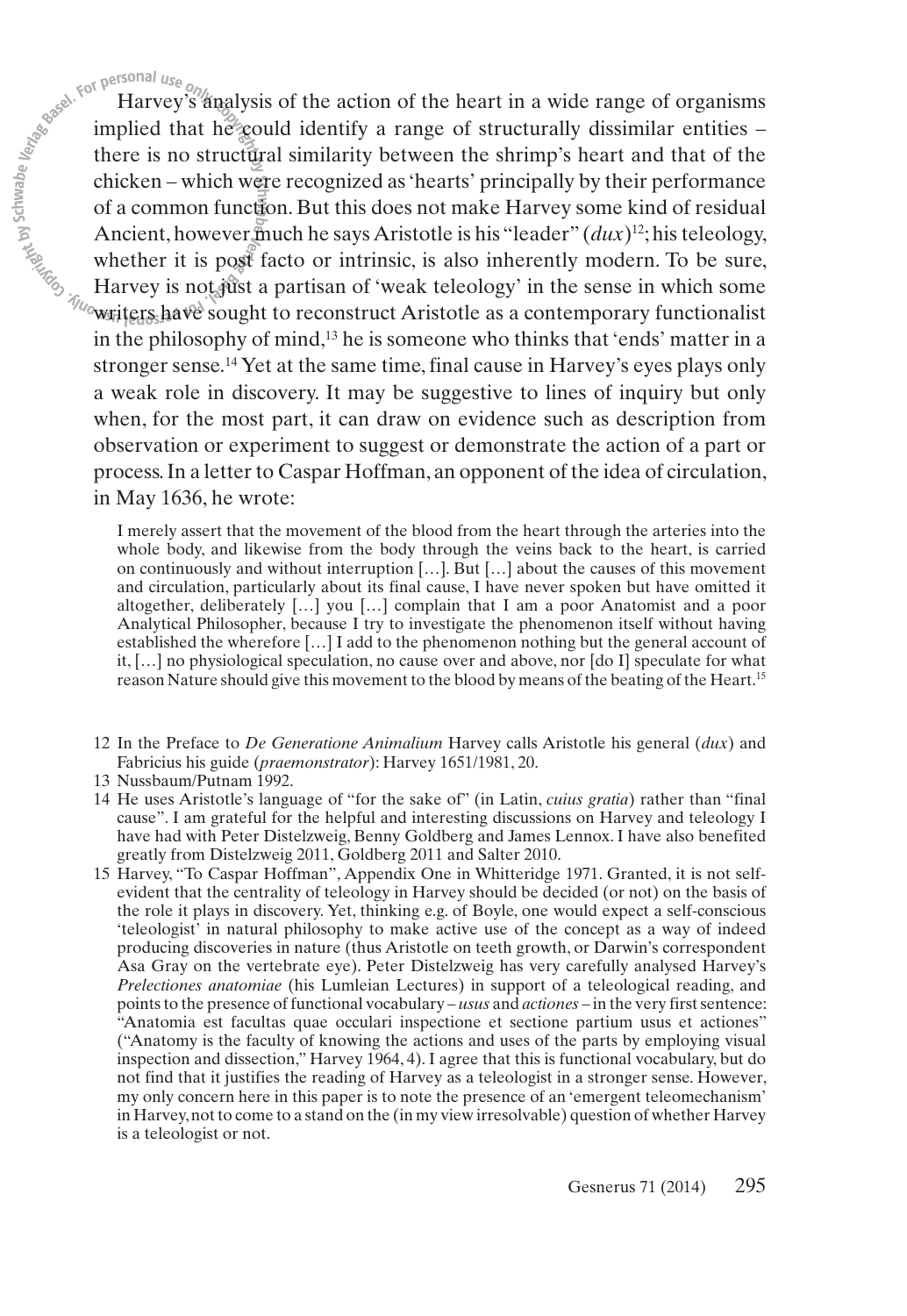Harvey's analysis of the action of the heart in a wide range of organisms implied that he could identify a range of structurally dissimilar entities – there is no structural similarity between the shrimp's heart and that of the chicken – which were recognized as 'hearts' principally by their performance of a common function. But this does not make Harvey some kind of residual Ancient, however much he says Aristotle is his "leader" (*dux*)[12]; his teleology, whether it is post facto or intrinsic, is also inherently modern. To be sure, Harvey is not just a partisan of 'weak teleology' in the sense in which some writers have sought to reconstruct Aristotle as a contemporary functionalist in the philosophy of mind,[13] he is someone who thinks that 'ends' matter in a stronger sense.[14] Yet at the same time, final cause in Harvey's eyes plays only a weak role in discovery. It may be suggestive to lines of inquiry but only when, for the most part, it can draw on evidence such as description from observation or experiment to suggest or demonstrate the action of a part or process. In a letter to Caspar Hoffman, an opponent of the idea of circulation, in May 1636, he wrote:

> I merely assert that the movement of the blood from the heart through the arteries into the whole body, and likewise from the body through the veins back to the heart, is carried on continuously and without interruption […]. But […] about the causes of this movement and circulation, particularly about its final cause, I have never spoken but have omitted it altogether, deliberately […] you […] complain that I am a poor Anatomist and a poor Analytical Philosopher, because I try to investigate the phenomenon itself without having established the wherefore […] I add to the phenomenon nothing but the general account of it, […] no physiological speculation, no cause over and above, nor [do I] speculate for what reason Nature should give this movement to the blood by means of the beating of the Heart.[15]

---

12 In the Preface to *De Generatione Animalium* Harvey calls Aristotle his general (*dux*) and Fabricius his guide (*praemonstrator*): Harvey 1651/1981, 20.

13 Nussbaum/Putnam 1992.

14 He uses Aristotle's language of "for the sake of" (in Latin, *cuius gratia*) rather than "final cause". I am grateful for the helpful and interesting discussions on Harvey and teleology I have had with Peter Distelzweig, Benny Goldberg and James Lennox. I have also benefited greatly from Distelzweig 2011, Goldberg 2011 and Salter 2010.

15 Harvey, "To Caspar Hoffman", Appendix One in Whitteridge 1971. Granted, it is not self-evident that the centrality of teleology in Harvey should be decided (or not) on the basis of the role it plays in discovery. Yet, thinking e.g. of Boyle, one would expect a self-conscious 'teleologist' in natural philosophy to make active use of the concept as a way of indeed producing discoveries in nature (thus Aristotle on teeth growth, or Darwin's correspondent Asa Gray on the vertebrate eye). Peter Distelzweig has very carefully analysed Harvey's *Prelectiones anatomiae* (his Lumleian Lectures) in support of a teleological reading, and points to the presence of functional vocabulary – *usus* and *actiones* – in the very first sentence: "Anatomia est facultas quae occulari inspectione et sectione partium usus et actiones" ("Anatomy is the faculty of knowing the actions and uses of the parts by employing visual inspection and dissection," Harvey 1964, 4). I agree that this is functional vocabulary, but do not find that it justifies the reading of Harvey as a teleologist in a stronger sense. However, my only concern here in this paper is to note the presence of an 'emergent teleomechanism' in Harvey, not to come to a stand on the (in my view irresolvable) question of whether Harvey is a teleologist or not.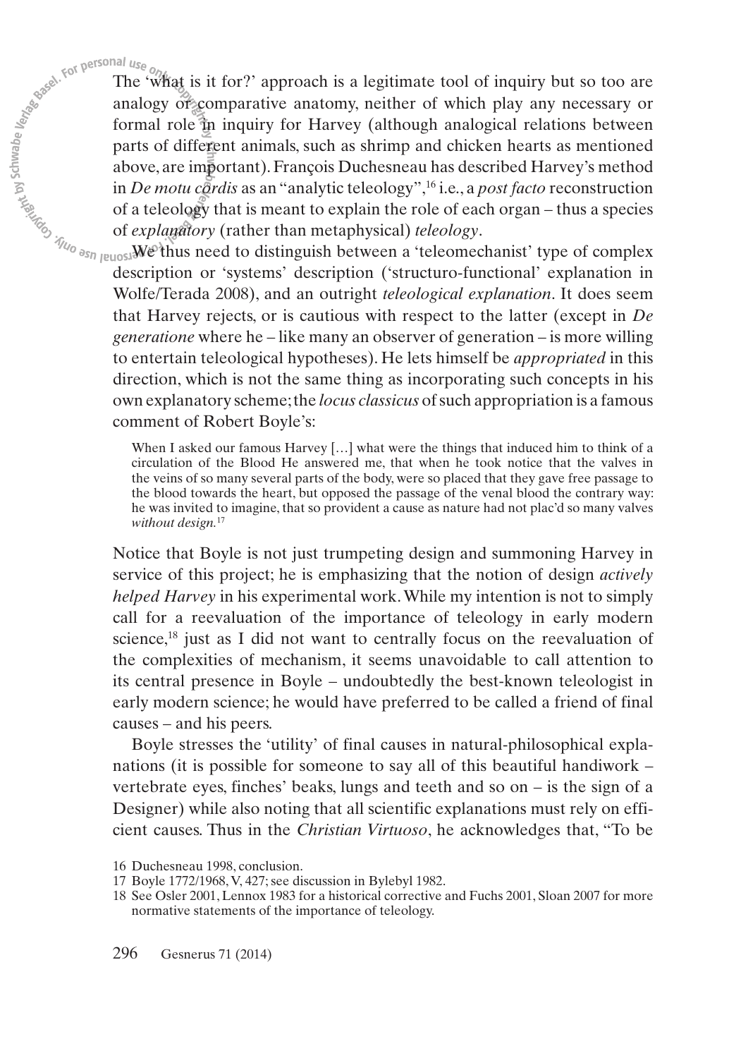The 'what is it for?' approach is a legitimate tool of inquiry but so too are analogy or comparative anatomy, neither of which play any necessary or formal role in inquiry for Harvey (although analogical relations between parts of different animals, such as shrimp and chicken hearts as mentioned above, are important). François Duchesneau has described Harvey's method in *De motu cordis* as an "analytic teleology",[16] i.e., a *post facto* reconstruction of a teleology that is meant to explain the role of each organ – thus a species of *explanatory* (rather than metaphysical) *teleology*.

We thus need to distinguish between a 'teleomechanist' type of complex description or 'systems' description ('structuro-functional' explanation in Wolfe/Terada 2008), and an outright *teleological explanation*. It does seem that Harvey rejects, or is cautious with respect to the latter (except in *De generatione* where he – like many an observer of generation – is more willing to entertain teleological hypotheses). He lets himself be *appropriated* in this direction, which is not the same thing as incorporating such concepts in his own explanatory scheme; the *locus classicus* of such appropriation is a famous comment of Robert Boyle's:

> When I asked our famous Harvey […] what were the things that induced him to think of a circulation of the Blood He answered me, that when he took notice that the valves in the veins of so many several parts of the body, were so placed that they gave free passage to the blood towards the heart, but opposed the passage of the venal blood the contrary way: he was invited to imagine, that so provident a cause as nature had not plac'd so many valves *without design.*[17]

Notice that Boyle is not just trumpeting design and summoning Harvey in service of this project; he is emphasizing that the notion of design *actively helped Harvey* in his experimental work. While my intention is not to simply call for a reevaluation of the importance of teleology in early modern science,[18] just as I did not want to centrally focus on the reevaluation of the complexities of mechanism, it seems unavoidable to call attention to its central presence in Boyle – undoubtedly the best-known teleologist in early modern science; he would have preferred to be called a friend of final causes – and his peers.

Boyle stresses the 'utility' of final causes in natural-philosophical explanations (it is possible for someone to say all of this beautiful handiwork – vertebrate eyes, finches' beaks, lungs and teeth and so on – is the sign of a Designer) while also noting that all scientific explanations must rely on efficient causes. Thus in the *Christian Virtuoso*, he acknowledges that, "To be

16 Duchesneau 1998, conclusion.

17 Boyle 1772/1968, V, 427; see discussion in Bylebyl 1982.

18 See Osler 2001, Lennox 1983 for a historical corrective and Fuchs 2001, Sloan 2007 for more normative statements of the importance of teleology.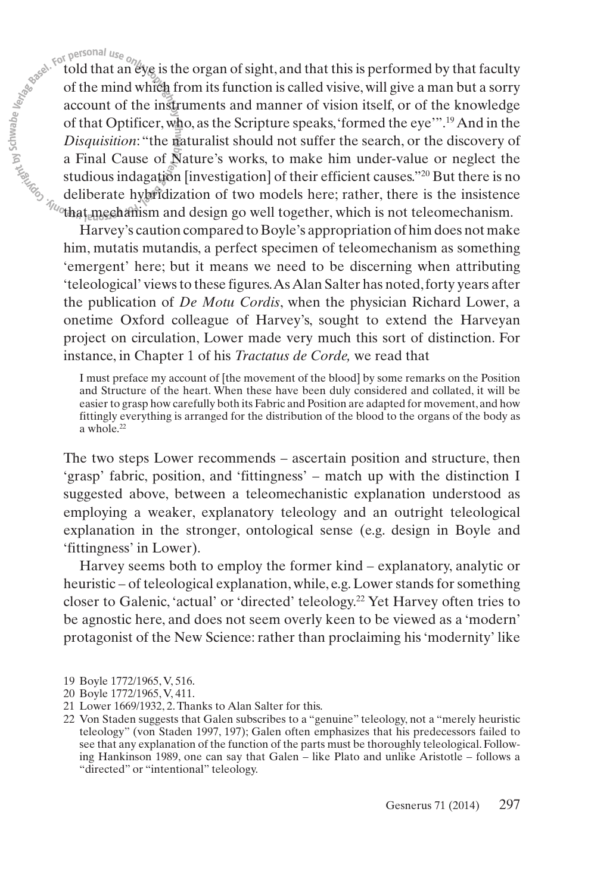told that an eye is the organ of sight, and that this is performed by that faculty of the mind which from its function is called visive, will give a man but a sorry account of the instruments and manner of vision itself, or of the knowledge of that Optificer, who, as the Scripture speaks, 'formed the eye'".[19] And in the *Disquisition*: "the naturalist should not suffer the search, or the discovery of a Final Cause of Nature's works, to make him under-value or neglect the studious indagation [investigation] of their efficient causes."[20] But there is no deliberate hybridization of two models here; rather, there is the insistence that mechanism and design go well together, which is not teleomechanism.

Harvey's caution compared to Boyle's appropriation of him does not make him, mutatis mutandis, a perfect specimen of teleomechanism as something 'emergent' here; but it means we need to be discerning when attributing 'teleological' views to these figures. As Alan Salter has noted, forty years after the publication of *De Motu Cordis*, when the physician Richard Lower, a onetime Oxford colleague of Harvey's, sought to extend the Harveyan project on circulation, Lower made very much this sort of distinction. For instance, in Chapter 1 of his *Tractatus de Corde,* we read that

> I must preface my account of [the movement of the blood] by some remarks on the Position and Structure of the heart. When these have been duly considered and collated, it will be easier to grasp how carefully both its Fabric and Position are adapted for movement, and how fittingly everything is arranged for the distribution of the blood to the organs of the body as a whole.[22]

The two steps Lower recommends – ascertain position and structure, then 'grasp' fabric, position, and 'fittingness' – match up with the distinction I suggested above, between a teleomechanistic explanation understood as employing a weaker, explanatory teleology and an outright teleological explanation in the stronger, ontological sense (e.g. design in Boyle and 'fittingness' in Lower).

Harvey seems both to employ the former kind – explanatory, analytic or heuristic – of teleological explanation, while, e.g. Lower stands for something closer to Galenic, 'actual' or 'directed' teleology.[22] Yet Harvey often tries to be agnostic here, and does not seem overly keen to be viewed as a 'modern' protagonist of the New Science: rather than proclaiming his 'modernity' like

19 Boyle 1772/1965, V, 516.

20 Boyle 1772/1965, V, 411.

21 Lower 1669/1932, 2. Thanks to Alan Salter for this.

22 Von Staden suggests that Galen subscribes to a "genuine" teleology, not a "merely heuristic teleology" (von Staden 1997, 197); Galen often emphasizes that his predecessors failed to see that any explanation of the function of the parts must be thoroughly teleological. Following Hankinson 1989, one can say that Galen – like Plato and unlike Aristotle – follows a "directed" or "intentional" teleology.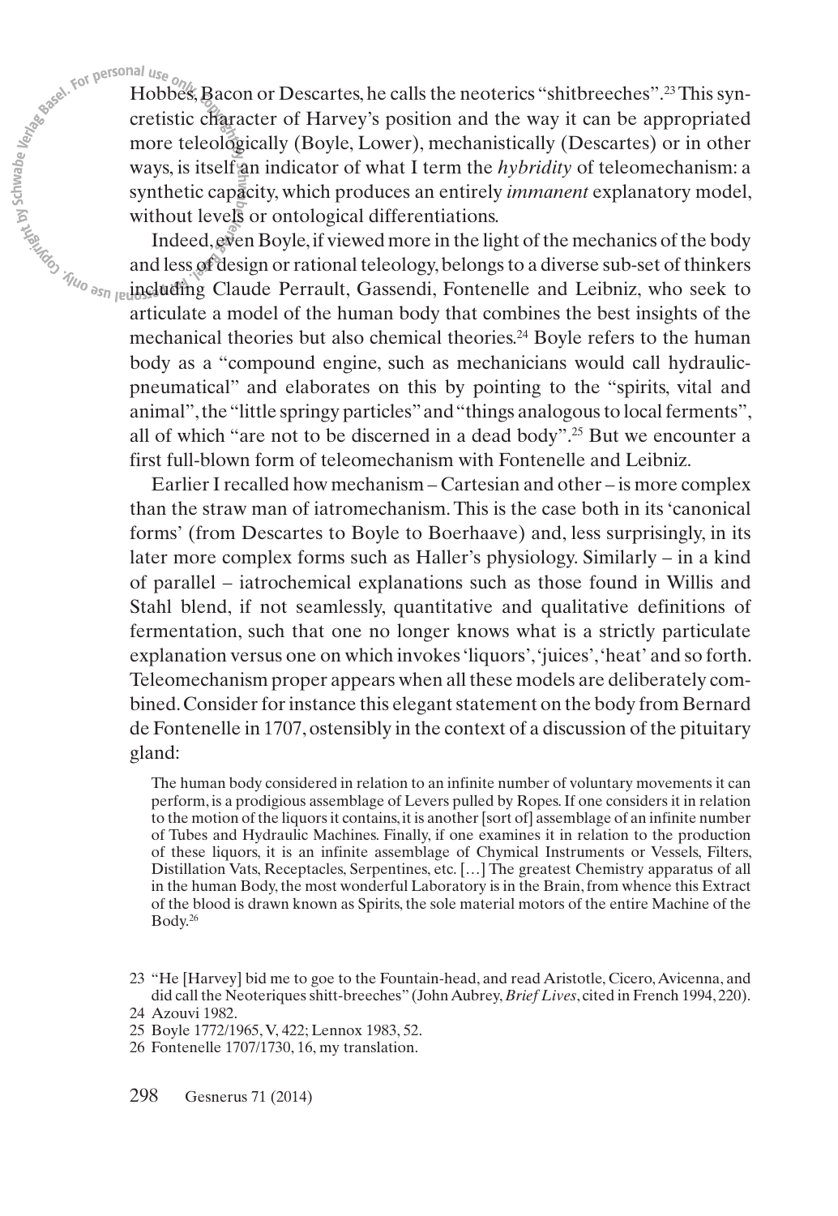Hobbes, Bacon or Descartes, he calls the neoterics "shitbreeches".[23] This syncretistic character of Harvey's position and the way it can be appropriated more teleologically (Boyle, Lower), mechanistically (Descartes) or in other ways, is itself an indicator of what I term the *hybridity* of teleomechanism: a synthetic capacity, which produces an entirely *immanent* explanatory model, without levels or ontological differentiations.

Indeed, even Boyle, if viewed more in the light of the mechanics of the body and less of design or rational teleology, belongs to a diverse sub-set of thinkers including Claude Perrault, Gassendi, Fontenelle and Leibniz, who seek to articulate a model of the human body that combines the best insights of the mechanical theories but also chemical theories.[24] Boyle refers to the human body as a "compound engine, such as mechanicians would call hydraulic-pneumatical" and elaborates on this by pointing to the "spirits, vital and animal", the "little springy particles" and "things analogous to local ferments", all of which "are not to be discerned in a dead body".[25] But we encounter a first full-blown form of teleomechanism with Fontenelle and Leibniz.

Earlier I recalled how mechanism – Cartesian and other – is more complex than the straw man of iatromechanism. This is the case both in its 'canonical forms' (from Descartes to Boyle to Boerhaave) and, less surprisingly, in its later more complex forms such as Haller's physiology. Similarly – in a kind of parallel – iatrochemical explanations such as those found in Willis and Stahl blend, if not seamlessly, quantitative and qualitative definitions of fermentation, such that one no longer knows what is a strictly particulate explanation versus one on which invokes 'liquors', 'juices', 'heat' and so forth. Teleomechanism proper appears when all these models are deliberately combined. Consider for instance this elegant statement on the body from Bernard de Fontenelle in 1707, ostensibly in the context of a discussion of the pituitary gland:

> The human body considered in relation to an infinite number of voluntary movements it can perform, is a prodigious assemblage of Levers pulled by Ropes. If one considers it in relation to the motion of the liquors it contains, it is another [sort of] assemblage of an infinite number of Tubes and Hydraulic Machines. Finally, if one examines it in relation to the production of these liquors, it is an infinite assemblage of Chymical Instruments or Vessels, Filters, Distillation Vats, Receptacles, Serpentines, etc. […] The greatest Chemistry apparatus of all in the human Body, the most wonderful Laboratory is in the Brain, from whence this Extract of the blood is drawn known as Spirits, the sole material motors of the entire Machine of the Body.[26]

23 "He [Harvey] bid me to goe to the Fountain-head, and read Aristotle, Cicero, Avicenna, and did call the Neoteriques shitt-breeches" (John Aubrey, *Brief Lives*, cited in French 1994, 220).

24 Azouvi 1982.

25 Boyle 1772/1965, V, 422; Lennox 1983, 52.

26 Fontenelle 1707/1730, 16, my translation.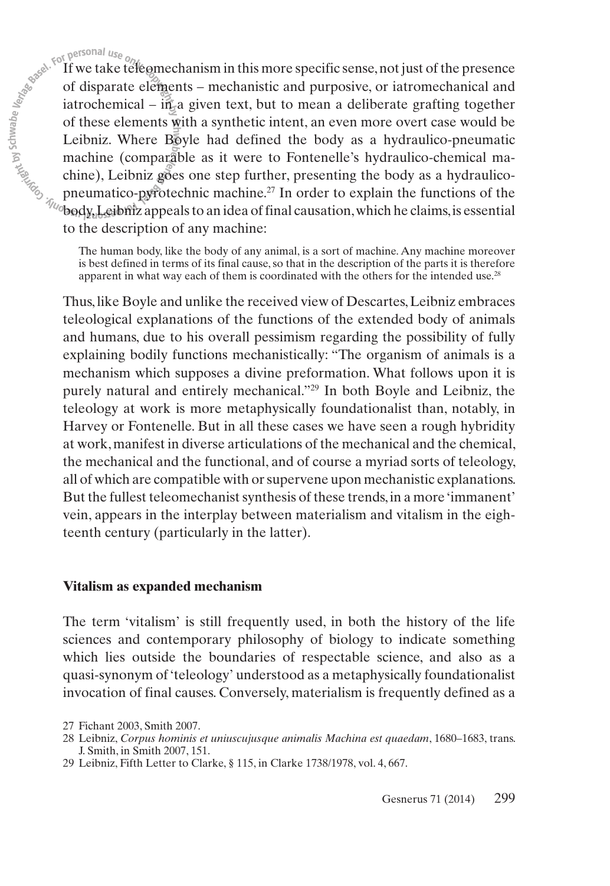If we take teleomechanism in this more specific sense, not just of the presence of disparate elements – mechanistic and purposive, or iatromechanical and iatrochemical – in a given text, but to mean a deliberate grafting together of these elements with a synthetic intent, an even more overt case would be Leibniz. Where Boyle had defined the body as a hydraulico-pneumatic machine (comparable as it were to Fontenelle's hydraulico-chemical machine), Leibniz goes one step further, presenting the body as a hydraulico-pneumatico-pyrotechnic machine.[27] In order to explain the functions of the body, Leibniz appeals to an idea of final causation, which he claims, is essential to the description of any machine:

> The human body, like the body of any animal, is a sort of machine. Any machine moreover is best defined in terms of its final cause, so that in the description of the parts it is therefore apparent in what way each of them is coordinated with the others for the intended use.[28]

Thus, like Boyle and unlike the received view of Descartes, Leibniz embraces teleological explanations of the functions of the extended body of animals and humans, due to his overall pessimism regarding the possibility of fully explaining bodily functions mechanistically: "The organism of animals is a mechanism which supposes a divine preformation. What follows upon it is purely natural and entirely mechanical."[29] In both Boyle and Leibniz, the teleology at work is more metaphysically foundationalist than, notably, in Harvey or Fontenelle. But in all these cases we have seen a rough hybridity at work, manifest in diverse articulations of the mechanical and the chemical, the mechanical and the functional, and of course a myriad sorts of teleology, all of which are compatible with or supervene upon mechanistic explanations. But the fullest teleomechanist synthesis of these trends, in a more 'immanent' vein, appears in the interplay between materialism and vitalism in the eighteenth century (particularly in the latter).

## Vitalism as expanded mechanism

The term 'vitalism' is still frequently used, in both the history of the life sciences and contemporary philosophy of biology to indicate something which lies outside the boundaries of respectable science, and also as a quasi-synonym of 'teleology' understood as a metaphysically foundationalist invocation of final causes. Conversely, materialism is frequently defined as a

27 Fichant 2003, Smith 2007.

28 Leibniz, *Corpus hominis et uniuscujusque animalis Machina est quaedam*, 1680–1683, trans. J. Smith, in Smith 2007, 151.

29 Leibniz, Fifth Letter to Clarke, § 115, in Clarke 1738/1978, vol. 4, 667.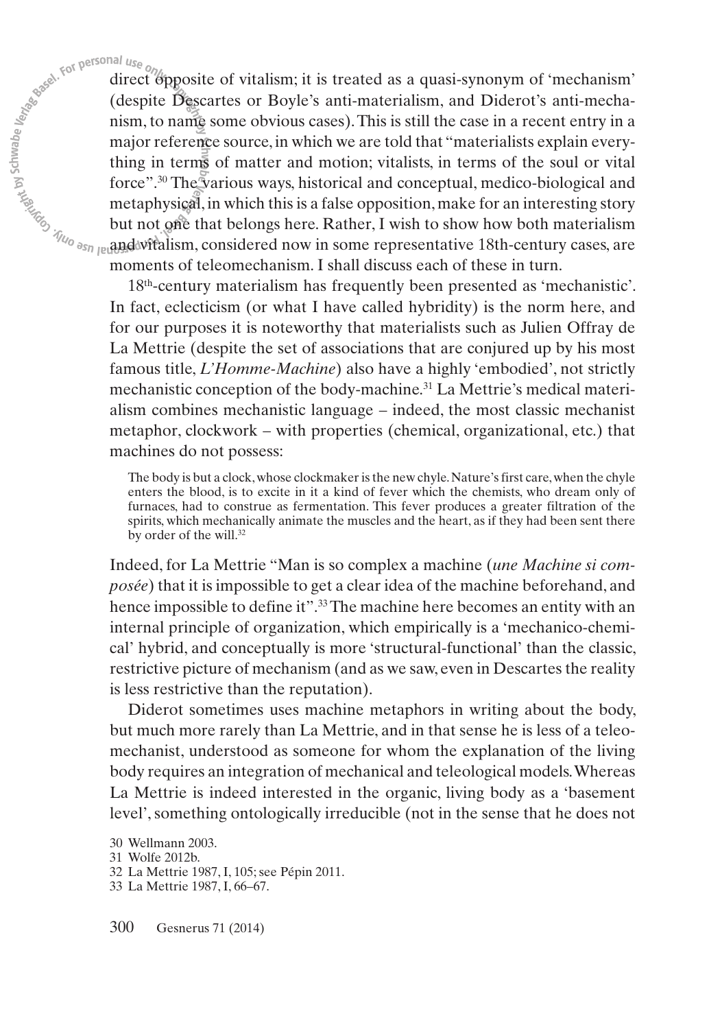direct opposite of vitalism; it is treated as a quasi-synonym of 'mechanism' (despite Descartes or Boyle's anti-materialism, and Diderot's anti-mechanism, to name some obvious cases). This is still the case in a recent entry in a major reference source, in which we are told that "materialists explain everything in terms of matter and motion; vitalists, in terms of the soul or vital force".[30] The various ways, historical and conceptual, medico-biological and metaphysical, in which this is a false opposition, make for an interesting story but not one that belongs here. Rather, I wish to show how both materialism and vitalism, considered now in some representative 18th-century cases, are moments of teleomechanism. I shall discuss each of these in turn.

18th-century materialism has frequently been presented as 'mechanistic'. In fact, eclecticism (or what I have called hybridity) is the norm here, and for our purposes it is noteworthy that materialists such as Julien Offray de La Mettrie (despite the set of associations that are conjured up by his most famous title, *L'Homme-Machine*) also have a highly 'embodied', not strictly mechanistic conception of the body-machine.[31] La Mettrie's medical materialism combines mechanistic language – indeed, the most classic mechanist metaphor, clockwork – with properties (chemical, organizational, etc.) that machines do not possess:

> The body is but a clock, whose clockmaker is the new chyle. Nature's first care, when the chyle enters the blood, is to excite in it a kind of fever which the chemists, who dream only of furnaces, had to construe as fermentation. This fever produces a greater filtration of the spirits, which mechanically animate the muscles and the heart, as if they had been sent there by order of the will.[32]

Indeed, for La Mettrie "Man is so complex a machine (*une Machine si composée*) that it is impossible to get a clear idea of the machine beforehand, and hence impossible to define it".[33] The machine here becomes an entity with an internal principle of organization, which empirically is a 'mechanico-chemical' hybrid, and conceptually is more 'structural-functional' than the classic, restrictive picture of mechanism (and as we saw, even in Descartes the reality is less restrictive than the reputation).

Diderot sometimes uses machine metaphors in writing about the body, but much more rarely than La Mettrie, and in that sense he is less of a teleomechanist, understood as someone for whom the explanation of the living body requires an integration of mechanical and teleological models. Whereas La Mettrie is indeed interested in the organic, living body as a 'basement level', something ontologically irreducible (not in the sense that he does not

30 Wellmann 2003.

31 Wolfe 2012b.

32 La Mettrie 1987, I, 105; see Pépin 2011.

33 La Mettrie 1987, I, 66–67.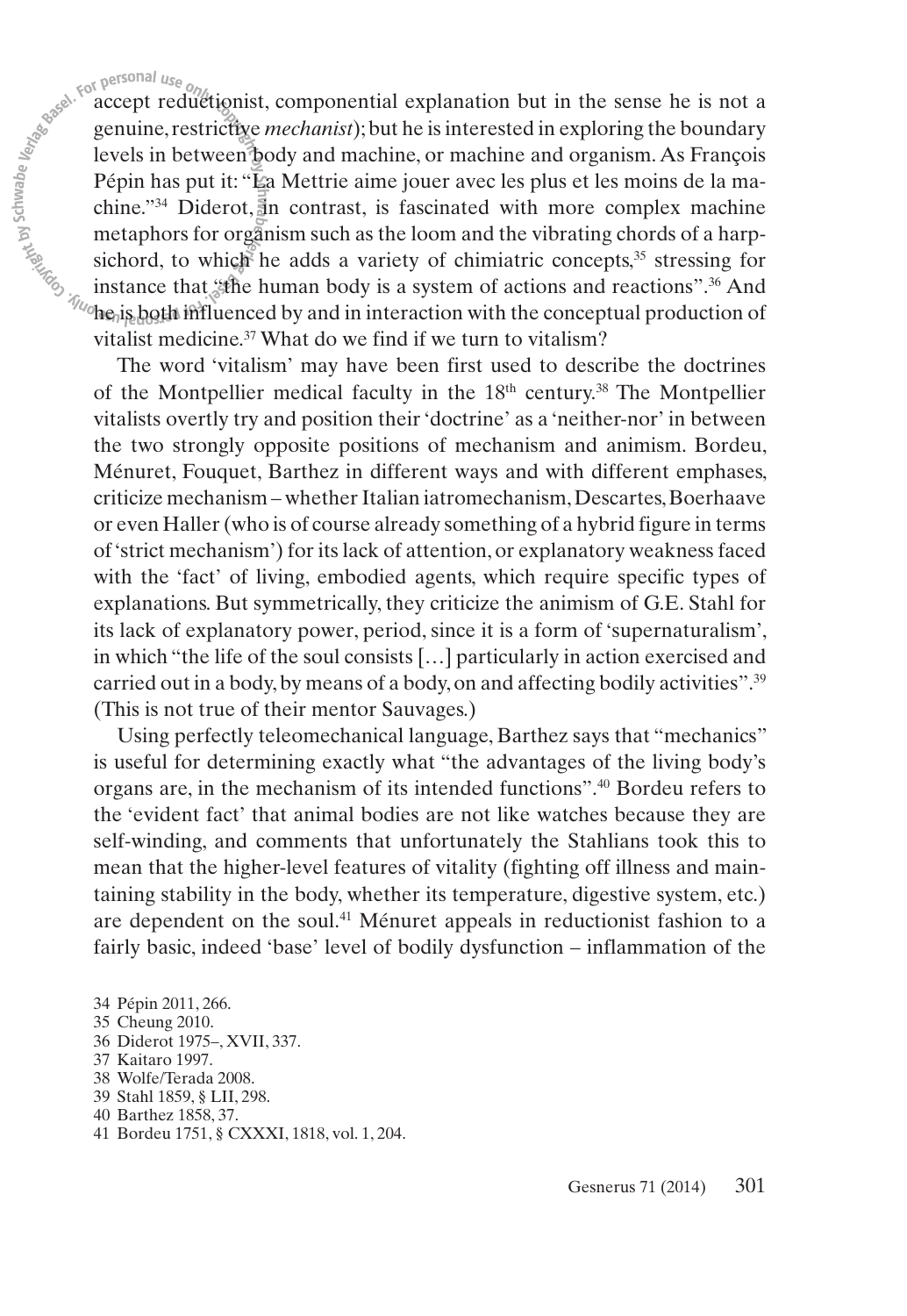accept reductionist, componential explanation but in the sense he is not a genuine, restrictive *mechanist*); but he is interested in exploring the boundary levels in between body and machine, or machine and organism. As François Pépin has put it: "La Mettrie aime jouer avec les plus et les moins de la machine."[34] Diderot, in contrast, is fascinated with more complex machine metaphors for organism such as the loom and the vibrating chords of a harpsichord, to which he adds a variety of chimiatric concepts,[35] stressing for instance that "the human body is a system of actions and reactions".[36] And he is both influenced by and in interaction with the conceptual production of vitalist medicine.[37] What do we find if we turn to vitalism?

The word 'vitalism' may have been first used to describe the doctrines of the Montpellier medical faculty in the 18th century.[38] The Montpellier vitalists overtly try and position their 'doctrine' as a 'neither-nor' in between the two strongly opposite positions of mechanism and animism. Bordeu, Ménuret, Fouquet, Barthez in different ways and with different emphases, criticize mechanism – whether Italian iatromechanism, Descartes, Boerhaave or even Haller (who is of course already something of a hybrid figure in terms of 'strict mechanism') for its lack of attention, or explanatory weakness faced with the 'fact' of living, embodied agents, which require specific types of explanations. But symmetrically, they criticize the animism of G.E. Stahl for its lack of explanatory power, period, since it is a form of 'supernaturalism', in which "the life of the soul consists […] particularly in action exercised and carried out in a body, by means of a body, on and affecting bodily activities".[39] (This is not true of their mentor Sauvages.)

Using perfectly teleomechanical language, Barthez says that "mechanics" is useful for determining exactly what "the advantages of the living body's organs are, in the mechanism of its intended functions".[40] Bordeu refers to the 'evident fact' that animal bodies are not like watches because they are self-winding, and comments that unfortunately the Stahlians took this to mean that the higher-level features of vitality (fighting off illness and maintaining stability in the body, whether its temperature, digestive system, etc.) are dependent on the soul.[41] Ménuret appeals in reductionist fashion to a fairly basic, indeed 'base' level of bodily dysfunction – inflammation of the

34 Pépin 2011, 266.
35 Cheung 2010.
36 Diderot 1975–, XVII, 337.
37 Kaitaro 1997.
38 Wolfe/Terada 2008.
39 Stahl 1859, § LII, 298.
40 Barthez 1858, 37.
41 Bordeu 1751, § CXXXI, 1818, vol. 1, 204.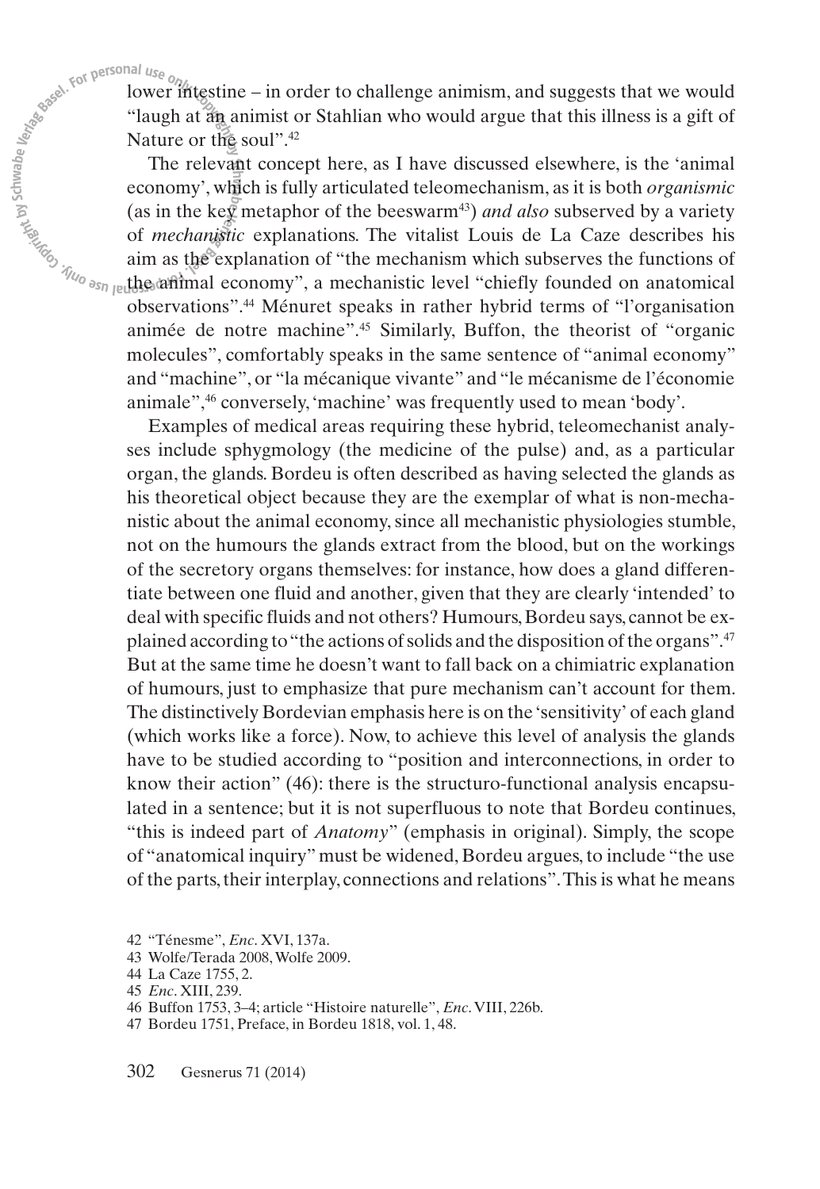lower intestine – in order to challenge animism, and suggests that we would "laugh at an animist or Stahlian who would argue that this illness is a gift of Nature or the soul".[42]

The relevant concept here, as I have discussed elsewhere, is the 'animal economy', which is fully articulated teleomechanism, as it is both *organismic* (as in the key metaphor of the beeswarm[43]) *and also* subserved by a variety of *mechanistic* explanations. The vitalist Louis de La Caze describes his aim as the explanation of "the mechanism which subserves the functions of the animal economy", a mechanistic level "chiefly founded on anatomical observations".[44] Ménuret speaks in rather hybrid terms of "l'organisation animée de notre machine".[45] Similarly, Buffon, the theorist of "organic molecules", comfortably speaks in the same sentence of "animal economy" and "machine", or "la mécanique vivante" and "le mécanisme de l'économie animale",[46] conversely, 'machine' was frequently used to mean 'body'.

Examples of medical areas requiring these hybrid, teleomechanist analyses include sphygmology (the medicine of the pulse) and, as a particular organ, the glands. Bordeu is often described as having selected the glands as his theoretical object because they are the exemplar of what is non-mechanistic about the animal economy, since all mechanistic physiologies stumble, not on the humours the glands extract from the blood, but on the workings of the secretory organs themselves: for instance, how does a gland differentiate between one fluid and another, given that they are clearly 'intended' to deal with specific fluids and not others? Humours, Bordeu says, cannot be explained according to "the actions of solids and the disposition of the organs".[47] But at the same time he doesn't want to fall back on a chimiatric explanation of humours, just to emphasize that pure mechanism can't account for them. The distinctively Bordevian emphasis here is on the 'sensitivity' of each gland (which works like a force). Now, to achieve this level of analysis the glands have to be studied according to "position and interconnections, in order to know their action" (46): there is the structuro-functional analysis encapsulated in a sentence; but it is not superfluous to note that Bordeu continues, "this is indeed part of *Anatomy*" (emphasis in original). Simply, the scope of "anatomical inquiry" must be widened, Bordeu argues, to include "the use of the parts, their interplay, connections and relations". This is what he means

42 "Ténesme", *Enc.* XVI, 137a.

43 Wolfe/Terada 2008, Wolfe 2009.

44 La Caze 1755, 2.

45 *Enc.* XIII, 239.

46 Buffon 1753, 3–4; article "Histoire naturelle", *Enc.* VIII, 226b.

47 Bordeu 1751, Preface, in Bordeu 1818, vol. 1, 48.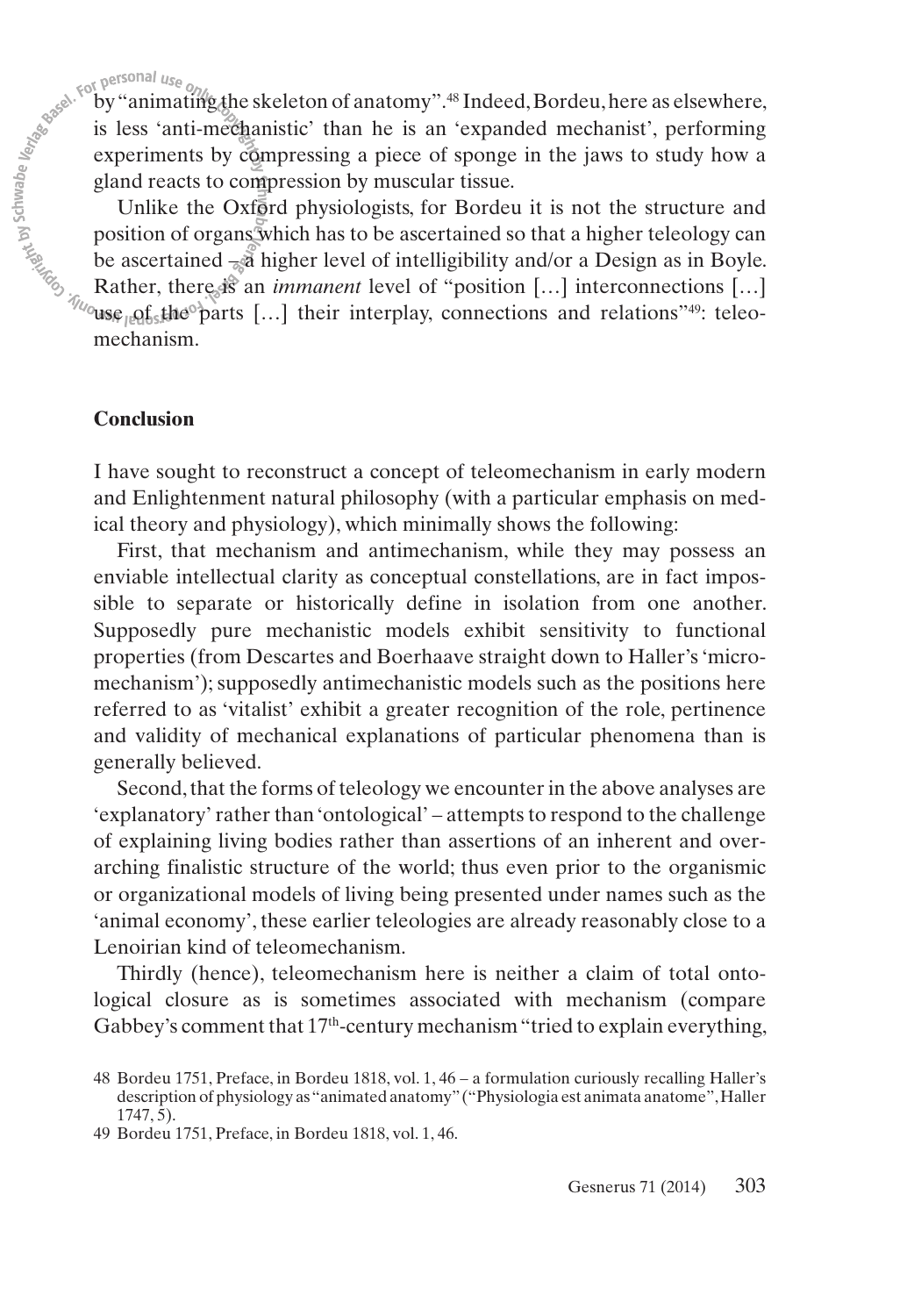by "animating the skeleton of anatomy".[48] Indeed, Bordeu, here as elsewhere, is less 'anti-mechanistic' than he is an 'expanded mechanist', performing experiments by compressing a piece of sponge in the jaws to study how a gland reacts to compression by muscular tissue.

Unlike the Oxford physiologists, for Bordeu it is not the structure and position of organs which has to be ascertained so that a higher teleology can be ascertained – a higher level of intelligibility and/or a Design as in Boyle. Rather, there is an *immanent* level of "position […] interconnections […] use of the parts […] their interplay, connections and relations"[49]: teleomechanism.

## Conclusion

I have sought to reconstruct a concept of teleomechanism in early modern and Enlightenment natural philosophy (with a particular emphasis on medical theory and physiology), which minimally shows the following:

First, that mechanism and antimechanism, while they may possess an enviable intellectual clarity as conceptual constellations, are in fact impossible to separate or historically define in isolation from one another. Supposedly pure mechanistic models exhibit sensitivity to functional properties (from Descartes and Boerhaave straight down to Haller's 'micromechanism'); supposedly antimechanistic models such as the positions here referred to as 'vitalist' exhibit a greater recognition of the role, pertinence and validity of mechanical explanations of particular phenomena than is generally believed.

Second, that the forms of teleology we encounter in the above analyses are 'explanatory' rather than 'ontological' – attempts to respond to the challenge of explaining living bodies rather than assertions of an inherent and overarching finalistic structure of the world; thus even prior to the organismic or organizational models of living being presented under names such as the 'animal economy', these earlier teleologies are already reasonably close to a Lenoirian kind of teleomechanism.

Thirdly (hence), teleomechanism here is neither a claim of total ontological closure as is sometimes associated with mechanism (compare Gabbey's comment that 17$^{th}$-century mechanism "tried to explain everything,

48 Bordeu 1751, Preface, in Bordeu 1818, vol. 1, 46 – a formulation curiously recalling Haller's description of physiology as "animated anatomy" ("Physiologia est animata anatome", Haller 1747, 5).

49 Bordeu 1751, Preface, in Bordeu 1818, vol. 1, 46.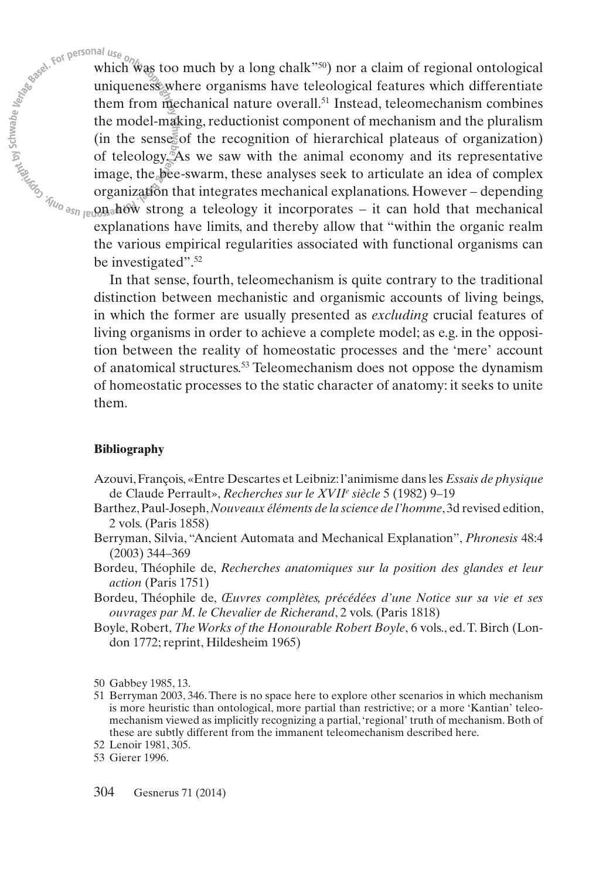which was too much by a long chalk"[50]) nor a claim of regional ontological uniqueness where organisms have teleological features which differentiate them from mechanical nature overall.[51] Instead, teleomechanism combines the model-making, reductionist component of mechanism and the pluralism (in the sense of the recognition of hierarchical plateaus of organization) of teleology. As we saw with the animal economy and its representative image, the bee-swarm, these analyses seek to articulate an idea of complex organization that integrates mechanical explanations. However – depending on how strong a teleology it incorporates – it can hold that mechanical explanations have limits, and thereby allow that "within the organic realm the various empirical regularities associated with functional organisms can be investigated".[52]

In that sense, fourth, teleomechanism is quite contrary to the traditional distinction between mechanistic and organismic accounts of living beings, in which the former are usually presented as *excluding* crucial features of living organisms in order to achieve a complete model; as e.g. in the opposition between the reality of homeostatic processes and the 'mere' account of anatomical structures.[53] Teleomechanism does not oppose the dynamism of homeostatic processes to the static character of anatomy: it seeks to unite them.

**Bibliography**

Azouvi, François, «Entre Descartes et Leibniz: l'animisme dans les *Essais de physique* de Claude Perrault», *Recherches sur le XVII^e^ siècle* 5 (1982) 9–19

Barthez, Paul-Joseph, *Nouveaux éléments de la science de l'homme*, 3d revised edition, 2 vols. (Paris 1858)

Berryman, Silvia, "Ancient Automata and Mechanical Explanation", *Phronesis* 48:4 (2003) 344–369

Bordeu, Théophile de, *Recherches anatomiques sur la position des glandes et leur action* (Paris 1751)

Bordeu, Théophile de, *Œuvres complètes, précédées d'une Notice sur sa vie et ses ouvrages par M. le Chevalier de Richerand*, 2 vols. (Paris 1818)

Boyle, Robert, *The Works of the Honourable Robert Boyle*, 6 vols., ed. T. Birch (London 1772; reprint, Hildesheim 1965)

50 Gabbey 1985, 13.

51 Berryman 2003, 346. There is no space here to explore other scenarios in which mechanism is more heuristic than ontological, more partial than restrictive; or a more 'Kantian' teleomechanism viewed as implicitly recognizing a partial, 'regional' truth of mechanism. Both of these are subtly different from the immanent teleomechanism described here.

52 Lenoir 1981, 305.

53 Gierer 1996.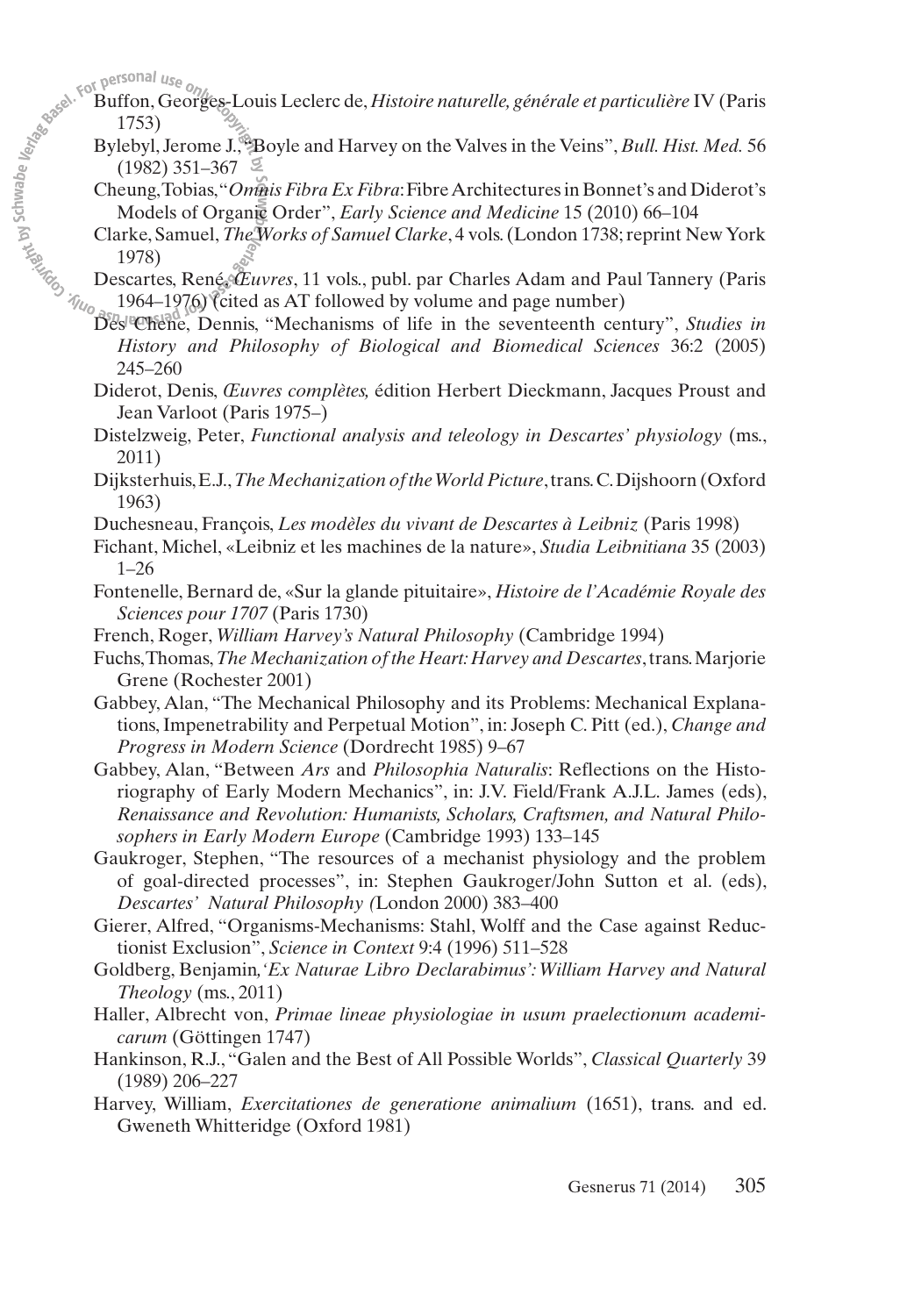Buffon, Georges-Louis Leclerc de, *Histoire naturelle, générale et particulière* IV (Paris 1753)

Bylebyl, Jerome J., "Boyle and Harvey on the Valves in the Veins", *Bull. Hist. Med.* 56 (1982) 351–367

Cheung, Tobias, "*Omnis Fibra Ex Fibra*: Fibre Architectures in Bonnet's and Diderot's Models of Organic Order", *Early Science and Medicine* 15 (2010) 66–104

Clarke, Samuel, *The Works of Samuel Clarke*, 4 vols. (London 1738; reprint New York 1978)

Descartes, René, *Œuvres*, 11 vols., publ. par Charles Adam and Paul Tannery (Paris 1964–1976) (cited as AT followed by volume and page number)

Des Chene, Dennis, "Mechanisms of life in the seventeenth century", *Studies in History and Philosophy of Biological and Biomedical Sciences* 36:2 (2005) 245–260

Diderot, Denis, *Œuvres complètes,* édition Herbert Dieckmann, Jacques Proust and Jean Varloot (Paris 1975–)

Distelzweig, Peter, *Functional analysis and teleology in Descartes' physiology* (ms., 2011)

Dijksterhuis, E.J., *The Mechanization of the World Picture*, trans. C. Dijshoorn (Oxford 1963)

Duchesneau, François, *Les modèles du vivant de Descartes à Leibniz* (Paris 1998)

Fichant, Michel, «Leibniz et les machines de la nature», *Studia Leibnitiana* 35 (2003) 1–26

Fontenelle, Bernard de, «Sur la glande pituitaire», *Histoire de l'Académie Royale des Sciences pour 1707* (Paris 1730)

French, Roger, *William Harvey's Natural Philosophy* (Cambridge 1994)

Fuchs, Thomas, *The Mechanization of the Heart: Harvey and Descartes*, trans. Marjorie Grene (Rochester 2001)

Gabbey, Alan, "The Mechanical Philosophy and its Problems: Mechanical Explanations, Impenetrability and Perpetual Motion", in: Joseph C. Pitt (ed.), *Change and Progress in Modern Science* (Dordrecht 1985) 9–67

Gabbey, Alan, "Between *Ars* and *Philosophia Naturalis*: Reflections on the Historiography of Early Modern Mechanics", in: J.V. Field/Frank A.J.L. James (eds), *Renaissance and Revolution: Humanists, Scholars, Craftsmen, and Natural Philosophers in Early Modern Europe* (Cambridge 1993) 133–145

Gaukroger, Stephen, "The resources of a mechanist physiology and the problem of goal-directed processes", in: Stephen Gaukroger/John Sutton et al. (eds), *Descartes' Natural Philosophy* (London 2000) 383–400

Gierer, Alfred, "Organisms-Mechanisms: Stahl, Wolff and the Case against Reductionist Exclusion", *Science in Context* 9:4 (1996) 511–528

Goldberg, Benjamin, *'Ex Naturae Libro Declarabimus': William Harvey and Natural Theology* (ms., 2011)

Haller, Albrecht von, *Primae lineae physiologiae in usum praelectionum academicarum* (Göttingen 1747)

Hankinson, R.J., "Galen and the Best of All Possible Worlds", *Classical Quarterly* 39 (1989) 206–227

Harvey, William, *Exercitationes de generatione animalium* (1651), trans. and ed. Gweneth Whitteridge (Oxford 1981)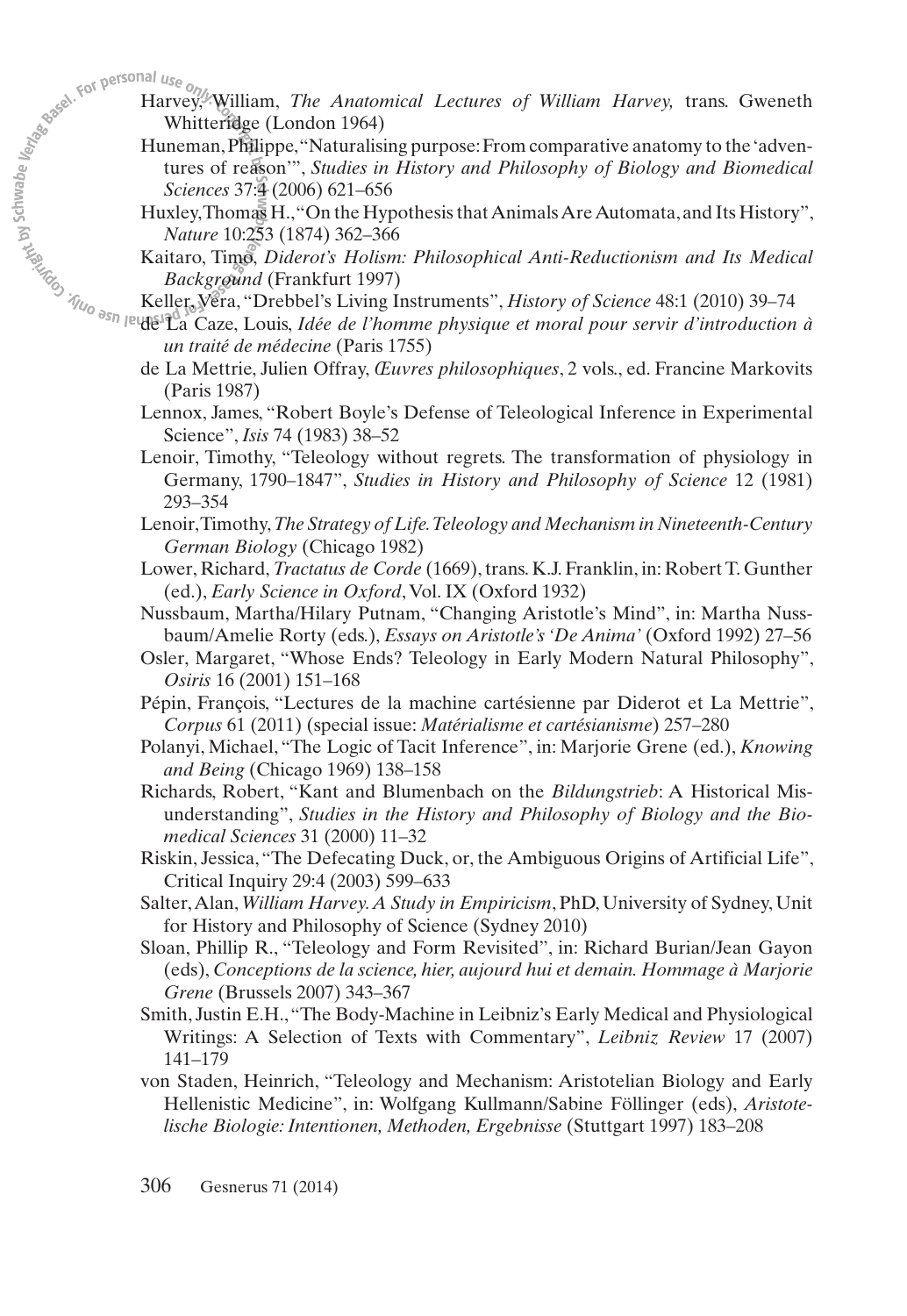Harvey, William, *The Anatomical Lectures of William Harvey,* trans. Gweneth Whitteridge (London 1964)

Huneman, Philippe, "Naturalising purpose: From comparative anatomy to the 'adventures of reason'", *Studies in History and Philosophy of Biology and Biomedical Sciences* 37:4 (2006) 621–656

Huxley, Thomas H., "On the Hypothesis that Animals Are Automata, and Its History", *Nature* 10:253 (1874) 362–366

Kaitaro, Timo, *Diderot's Holism: Philosophical Anti-Reductionism and Its Medical Background* (Frankfurt 1997)

Keller, Vera, "Drebbel's Living Instruments", *History of Science* 48:1 (2010) 39–74

de La Caze, Louis, *Idée de l'homme physique et moral pour servir d'introduction à un traité de médecine* (Paris 1755)

de La Mettrie, Julien Offray, *Œuvres philosophiques*, 2 vols., ed. Francine Markovits (Paris 1987)

Lennox, James, "Robert Boyle's Defense of Teleological Inference in Experimental Science", *Isis* 74 (1983) 38–52

Lenoir, Timothy, "Teleology without regrets. The transformation of physiology in Germany, 1790–1847", *Studies in History and Philosophy of Science* 12 (1981) 293–354

Lenoir, Timothy, *The Strategy of Life. Teleology and Mechanism in Nineteenth-Century German Biology* (Chicago 1982)

Lower, Richard, *Tractatus de Corde* (1669), trans. K.J. Franklin, in: Robert T. Gunther (ed.), *Early Science in Oxford*, Vol. IX (Oxford 1932)

Nussbaum, Martha/Hilary Putnam, "Changing Aristotle's Mind", in: Martha Nussbaum/Amelie Rorty (eds.), *Essays on Aristotle's 'De Anima'* (Oxford 1992) 27–56

Osler, Margaret, "Whose Ends? Teleology in Early Modern Natural Philosophy", *Osiris* 16 (2001) 151–168

Pépin, François, "Lectures de la machine cartésienne par Diderot et La Mettrie", *Corpus* 61 (2011) (special issue: *Matérialisme et cartésianisme*) 257–280

Polanyi, Michael, "The Logic of Tacit Inference", in: Marjorie Grene (ed.), *Knowing and Being* (Chicago 1969) 138–158

Richards, Robert, "Kant and Blumenbach on the *Bildungstrieb*: A Historical Misunderstanding", *Studies in the History and Philosophy of Biology and the Biomedical Sciences* 31 (2000) 11–32

Riskin, Jessica, "The Defecating Duck, or, the Ambiguous Origins of Artificial Life", Critical Inquiry 29:4 (2003) 599–633

Salter, Alan, *William Harvey. A Study in Empiricism*, PhD, University of Sydney, Unit for History and Philosophy of Science (Sydney 2010)

Sloan, Phillip R., "Teleology and Form Revisited", in: Richard Burian/Jean Gayon (eds), *Conceptions de la science, hier, aujourd hui et demain. Hommage à Marjorie Grene* (Brussels 2007) 343–367

Smith, Justin E.H., "The Body-Machine in Leibniz's Early Medical and Physiological Writings: A Selection of Texts with Commentary", *Leibniz Review* 17 (2007) 141–179

von Staden, Heinrich, "Teleology and Mechanism: Aristotelian Biology and Early Hellenistic Medicine", in: Wolfgang Kullmann/Sabine Föllinger (eds), *Aristotelische Biologie: Intentionen, Methoden, Ergebnisse* (Stuttgart 1997) 183–208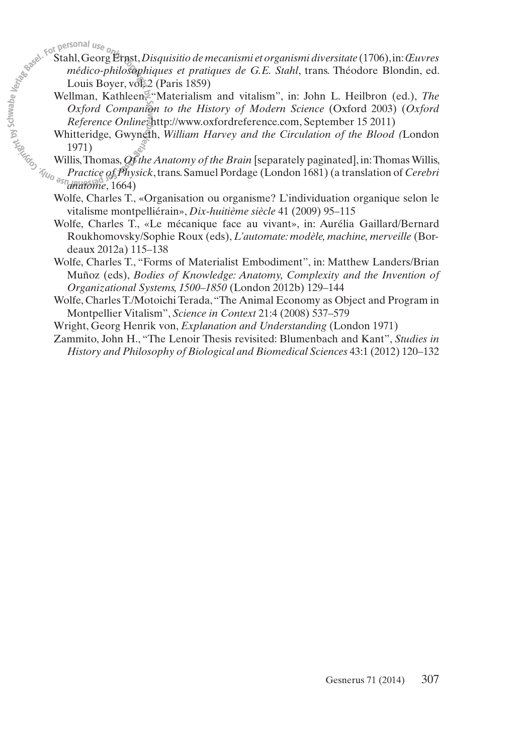Stahl, Georg Ernst, *Disquisitio de mecanismi et organismi diversitate* (1706), in: *Œuvres médico-philosophiques et pratiques de G.E. Stahl*, trans. Théodore Blondin, ed. Louis Boyer, vol. 2 (Paris 1859)

Wellman, Kathleen, "Materialism and vitalism", in: John L. Heilbron (ed.), *The Oxford Companion to the History of Modern Science* (Oxford 2003) (*Oxford Reference Online*: http://www.oxfordreference.com, September 15 2011)

Whitteridge, Gwyneth, *William Harvey and the Circulation of the Blood* (London 1971)

Willis, Thomas, *Of the Anatomy of the Brain* [separately paginated], in: Thomas Willis, *Practice of Physick*, trans. Samuel Pordage (London 1681) (a translation of *Cerebri anatome*, 1664)

Wolfe, Charles T., «Organisation ou organisme? L'individuation organique selon le vitalisme montpelliérain», *Dix-huitième siècle* 41 (2009) 95–115

Wolfe, Charles T., «Le mécanique face au vivant», in: Aurélia Gaillard/Bernard Roukhomovsky/Sophie Roux (eds), *L'automate: modèle, machine, merveille* (Bordeaux 2012a) 115–138

Wolfe, Charles T., "Forms of Materialist Embodiment", in: Matthew Landers/Brian Muñoz (eds), *Bodies of Knowledge: Anatomy, Complexity and the Invention of Organizational Systems, 1500–1850* (London 2012b) 129–144

Wolfe, Charles T./Motoichi Terada, "The Animal Economy as Object and Program in Montpellier Vitalism", *Science in Context* 21:4 (2008) 537–579

Wright, Georg Henrik von, *Explanation and Understanding* (London 1971)

Zammito, John H., "The Lenoir Thesis revisited: Blumenbach and Kant", *Studies in History and Philosophy of Biological and Biomedical Sciences* 43:1 (2012) 120–132